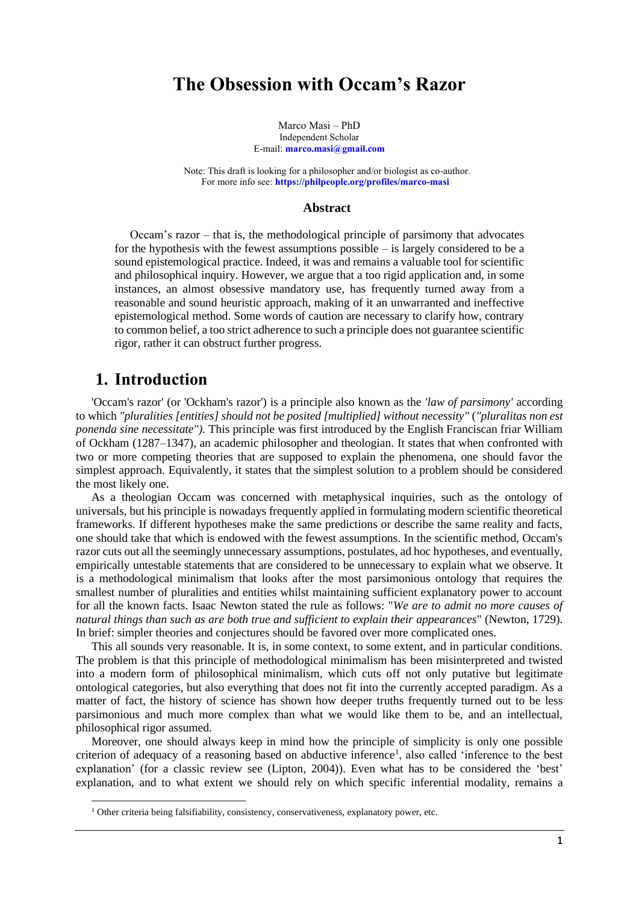# The Obsession with Occam's Razor

Marco Masi – PhD
Independent Scholar
E-mail: **marco.masi@gmail.com**

Note: This draft is looking for a philosopher and/or biologist as co-author.
For more info see: **https://philpeople.org/profiles/marco-masi**

### Abstract

Occam's razor – that is, the methodological principle of parsimony that advocates for the hypothesis with the fewest assumptions possible – is largely considered to be a sound epistemological practice. Indeed, it was and remains a valuable tool for scientific and philosophical inquiry. However, we argue that a too rigid application and, in some instances, an almost obsessive mandatory use, has frequently turned away from a reasonable and sound heuristic approach, making of it an unwarranted and ineffective epistemological method. Some words of caution are necessary to clarify how, contrary to common belief, a too strict adherence to such a principle does not guarantee scientific rigor, rather it can obstruct further progress.

## 1. Introduction

'Occam's razor' (or 'Ockham's razor') is a principle also known as the *'law of parsimony'* according to which *"pluralities [entities] should not be posited [multiplied] without necessity"* (*"pluralitas non est ponenda sine necessitate").* This principle was first introduced by the English Franciscan friar William of Ockham (1287–1347), an academic philosopher and theologian. It states that when confronted with two or more competing theories that are supposed to explain the phenomena, one should favor the simplest approach. Equivalently, it states that the simplest solution to a problem should be considered the most likely one.

As a theologian Occam was concerned with metaphysical inquiries, such as the ontology of universals, but his principle is nowadays frequently applied in formulating modern scientific theoretical frameworks. If different hypotheses make the same predictions or describe the same reality and facts, one should take that which is endowed with the fewest assumptions. In the scientific method, Occam's razor cuts out all the seemingly unnecessary assumptions, postulates, ad hoc hypotheses, and eventually, empirically untestable statements that are considered to be unnecessary to explain what we observe. It is a methodological minimalism that looks after the most parsimonious ontology that requires the smallest number of pluralities and entities whilst maintaining sufficient explanatory power to account for all the known facts. Isaac Newton stated the rule as follows: "*We are to admit no more causes of natural things than such as are both true and sufficient to explain their appearances*" (Newton, 1729). In brief: simpler theories and conjectures should be favored over more complicated ones.

This all sounds very reasonable. It is, in some context, to some extent, and in particular conditions. The problem is that this principle of methodological minimalism has been misinterpreted and twisted into a modern form of philosophical minimalism, which cuts off not only putative but legitimate ontological categories, but also everything that does not fit into the currently accepted paradigm. As a matter of fact, the history of science has shown how deeper truths frequently turned out to be less parsimonious and much more complex than what we would like them to be, and an intellectual, philosophical rigor assumed.

Moreover, one should always keep in mind how the principle of simplicity is only one possible criterion of adequacy of a reasoning based on abductive inference[1], also called 'inference to the best explanation' (for a classic review see (Lipton, 2004)). Even what has to be considered the 'best' explanation, and to what extent we should rely on which specific inferential modality, remains a

---

[1] Other criteria being falsifiability, consistency, conservativeness, explanatory power, etc.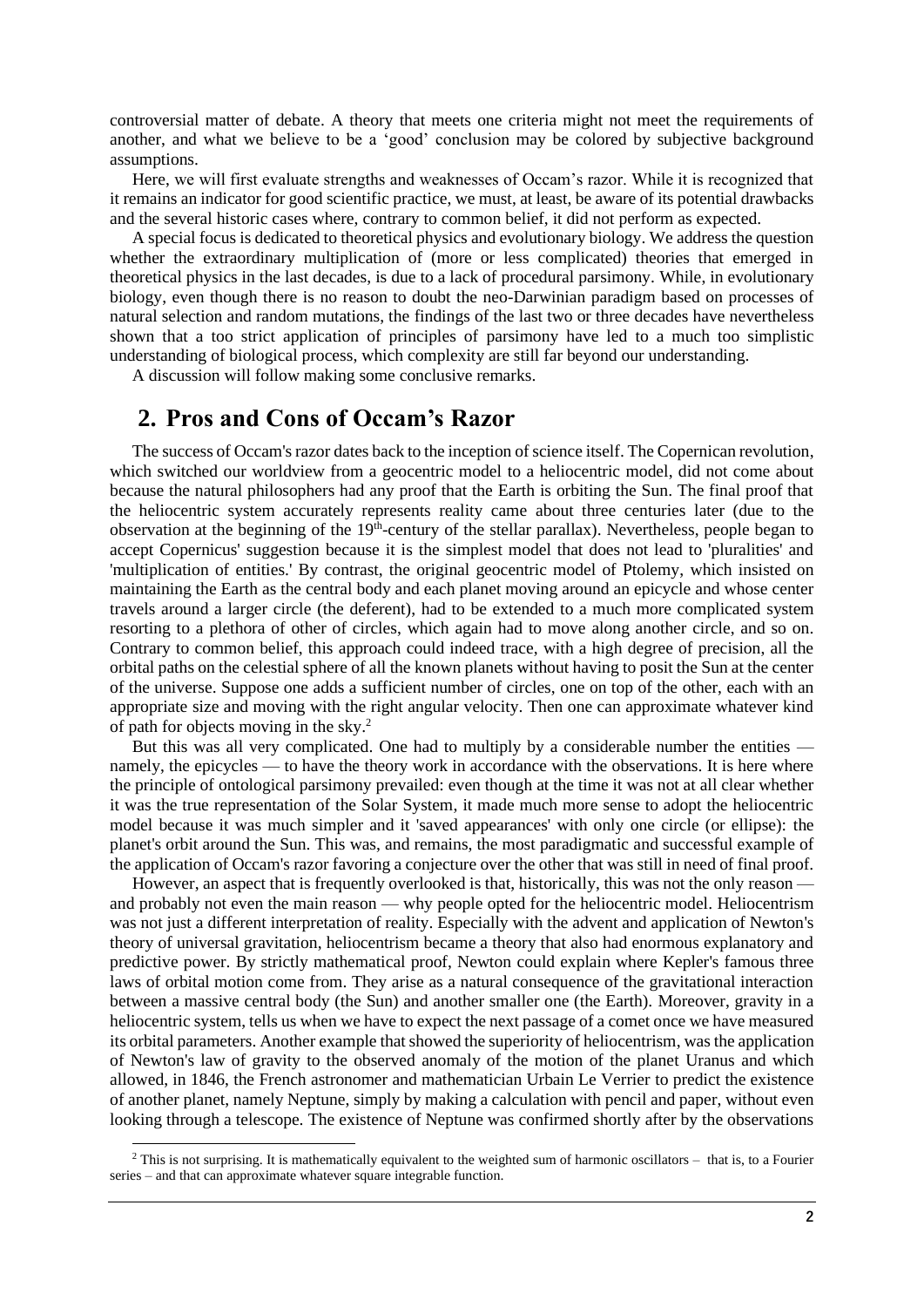controversial matter of debate. A theory that meets one criteria might not meet the requirements of another, and what we believe to be a 'good' conclusion may be colored by subjective background assumptions.

Here, we will first evaluate strengths and weaknesses of Occam's razor. While it is recognized that it remains an indicator for good scientific practice, we must, at least, be aware of its potential drawbacks and the several historic cases where, contrary to common belief, it did not perform as expected.

A special focus is dedicated to theoretical physics and evolutionary biology. We address the question whether the extraordinary multiplication of (more or less complicated) theories that emerged in theoretical physics in the last decades, is due to a lack of procedural parsimony. While, in evolutionary biology, even though there is no reason to doubt the neo-Darwinian paradigm based on processes of natural selection and random mutations, the findings of the last two or three decades have nevertheless shown that a too strict application of principles of parsimony have led to a much too simplistic understanding of biological process, which complexity are still far beyond our understanding.

A discussion will follow making some conclusive remarks.

## 2. Pros and Cons of Occam's Razor

The success of Occam's razor dates back to the inception of science itself. The Copernican revolution, which switched our worldview from a geocentric model to a heliocentric model, did not come about because the natural philosophers had any proof that the Earth is orbiting the Sun. The final proof that the heliocentric system accurately represents reality came about three centuries later (due to the observation at the beginning of the 19th-century of the stellar parallax). Nevertheless, people began to accept Copernicus' suggestion because it is the simplest model that does not lead to 'pluralities' and 'multiplication of entities.' By contrast, the original geocentric model of Ptolemy, which insisted on maintaining the Earth as the central body and each planet moving around an epicycle and whose center travels around a larger circle (the deferent), had to be extended to a much more complicated system resorting to a plethora of other of circles, which again had to move along another circle, and so on. Contrary to common belief, this approach could indeed trace, with a high degree of precision, all the orbital paths on the celestial sphere of all the known planets without having to posit the Sun at the center of the universe. Suppose one adds a sufficient number of circles, one on top of the other, each with an appropriate size and moving with the right angular velocity. Then one can approximate whatever kind of path for objects moving in the sky.[2]

But this was all very complicated. One had to multiply by a considerable number the entities — namely, the epicycles — to have the theory work in accordance with the observations. It is here where the principle of ontological parsimony prevailed: even though at the time it was not at all clear whether it was the true representation of the Solar System, it made much more sense to adopt the heliocentric model because it was much simpler and it 'saved appearances' with only one circle (or ellipse): the planet's orbit around the Sun. This was, and remains, the most paradigmatic and successful example of the application of Occam's razor favoring a conjecture over the other that was still in need of final proof.

However, an aspect that is frequently overlooked is that, historically, this was not the only reason — and probably not even the main reason — why people opted for the heliocentric model. Heliocentrism was not just a different interpretation of reality. Especially with the advent and application of Newton's theory of universal gravitation, heliocentrism became a theory that also had enormous explanatory and predictive power. By strictly mathematical proof, Newton could explain where Kepler's famous three laws of orbital motion come from. They arise as a natural consequence of the gravitational interaction between a massive central body (the Sun) and another smaller one (the Earth). Moreover, gravity in a heliocentric system, tells us when we have to expect the next passage of a comet once we have measured its orbital parameters. Another example that showed the superiority of heliocentrism, was the application of Newton's law of gravity to the observed anomaly of the motion of the planet Uranus and which allowed, in 1846, the French astronomer and mathematician Urbain Le Verrier to predict the existence of another planet, namely Neptune, simply by making a calculation with pencil and paper, without even looking through a telescope. The existence of Neptune was confirmed shortly after by the observations

[2] This is not surprising. It is mathematically equivalent to the weighted sum of harmonic oscillators – that is, to a Fourier series – and that can approximate whatever square integrable function.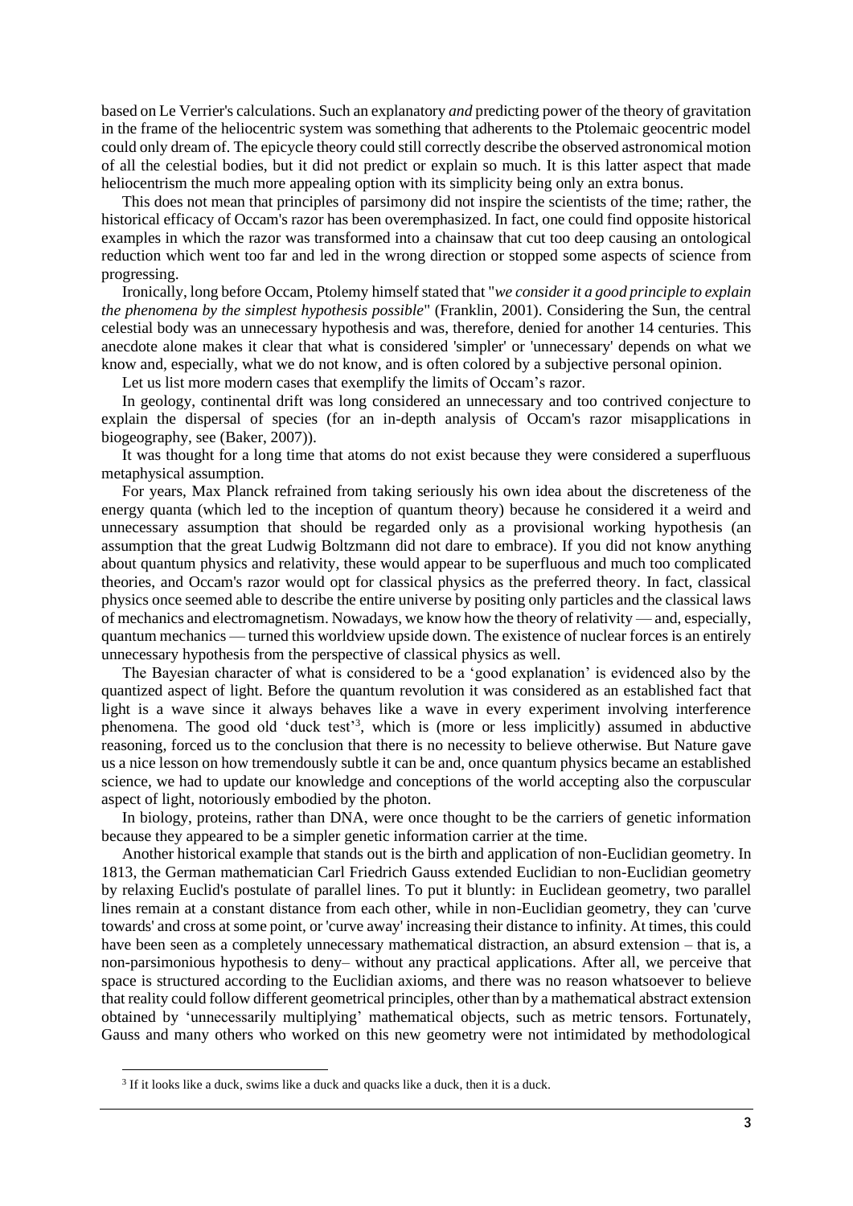based on Le Verrier's calculations. Such an explanatory *and* predicting power of the theory of gravitation in the frame of the heliocentric system was something that adherents to the Ptolemaic geocentric model could only dream of. The epicycle theory could still correctly describe the observed astronomical motion of all the celestial bodies, but it did not predict or explain so much. It is this latter aspect that made heliocentrism the much more appealing option with its simplicity being only an extra bonus.

This does not mean that principles of parsimony did not inspire the scientists of the time; rather, the historical efficacy of Occam's razor has been overemphasized. In fact, one could find opposite historical examples in which the razor was transformed into a chainsaw that cut too deep causing an ontological reduction which went too far and led in the wrong direction or stopped some aspects of science from progressing.

Ironically, long before Occam, Ptolemy himself stated that "*we consider it a good principle to explain the phenomena by the simplest hypothesis possible*" (Franklin, 2001). Considering the Sun, the central celestial body was an unnecessary hypothesis and was, therefore, denied for another 14 centuries. This anecdote alone makes it clear that what is considered 'simpler' or 'unnecessary' depends on what we know and, especially, what we do not know, and is often colored by a subjective personal opinion.

Let us list more modern cases that exemplify the limits of Occam's razor.

In geology, continental drift was long considered an unnecessary and too contrived conjecture to explain the dispersal of species (for an in-depth analysis of Occam's razor misapplications in biogeography, see (Baker, 2007)).

It was thought for a long time that atoms do not exist because they were considered a superfluous metaphysical assumption.

For years, Max Planck refrained from taking seriously his own idea about the discreteness of the energy quanta (which led to the inception of quantum theory) because he considered it a weird and unnecessary assumption that should be regarded only as a provisional working hypothesis (an assumption that the great Ludwig Boltzmann did not dare to embrace). If you did not know anything about quantum physics and relativity, these would appear to be superfluous and much too complicated theories, and Occam's razor would opt for classical physics as the preferred theory. In fact, classical physics once seemed able to describe the entire universe by positing only particles and the classical laws of mechanics and electromagnetism. Nowadays, we know how the theory of relativity — and, especially, quantum mechanics — turned this worldview upside down. The existence of nuclear forces is an entirely unnecessary hypothesis from the perspective of classical physics as well.

The Bayesian character of what is considered to be a 'good explanation' is evidenced also by the quantized aspect of light. Before the quantum revolution it was considered as an established fact that light is a wave since it always behaves like a wave in every experiment involving interference phenomena. The good old 'duck test'[3], which is (more or less implicitly) assumed in abductive reasoning, forced us to the conclusion that there is no necessity to believe otherwise. But Nature gave us a nice lesson on how tremendously subtle it can be and, once quantum physics became an established science, we had to update our knowledge and conceptions of the world accepting also the corpuscular aspect of light, notoriously embodied by the photon.

In biology, proteins, rather than DNA, were once thought to be the carriers of genetic information because they appeared to be a simpler genetic information carrier at the time.

Another historical example that stands out is the birth and application of non-Euclidian geometry. In 1813, the German mathematician Carl Friedrich Gauss extended Euclidian to non-Euclidian geometry by relaxing Euclid's postulate of parallel lines. To put it bluntly: in Euclidean geometry, two parallel lines remain at a constant distance from each other, while in non-Euclidian geometry, they can 'curve towards' and cross at some point, or 'curve away' increasing their distance to infinity. At times, this could have been seen as a completely unnecessary mathematical distraction, an absurd extension – that is, a non-parsimonious hypothesis to deny– without any practical applications. After all, we perceive that space is structured according to the Euclidian axioms, and there was no reason whatsoever to believe that reality could follow different geometrical principles, other than by a mathematical abstract extension obtained by 'unnecessarily multiplying' mathematical objects, such as metric tensors. Fortunately, Gauss and many others who worked on this new geometry were not intimidated by methodological

[3] If it looks like a duck, swims like a duck and quacks like a duck, then it is a duck.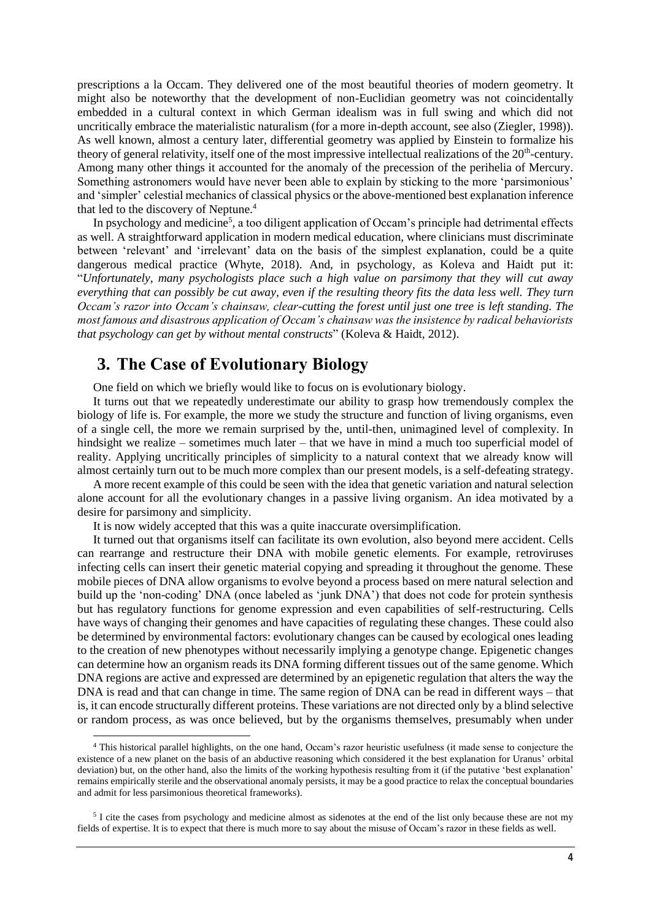prescriptions a la Occam. They delivered one of the most beautiful theories of modern geometry. It might also be noteworthy that the development of non-Euclidian geometry was not coincidentally embedded in a cultural context in which German idealism was in full swing and which did not uncritically embrace the materialistic naturalism (for a more in-depth account, see also (Ziegler, 1998)). As well known, almost a century later, differential geometry was applied by Einstein to formalize his theory of general relativity, itself one of the most impressive intellectual realizations of the 20th-century. Among many other things it accounted for the anomaly of the precession of the perihelia of Mercury. Something astronomers would have never been able to explain by sticking to the more 'parsimonious' and 'simpler' celestial mechanics of classical physics or the above-mentioned best explanation inference that led to the discovery of Neptune.[4]

In psychology and medicine[5], a too diligent application of Occam's principle had detrimental effects as well. A straightforward application in modern medical education, where clinicians must discriminate between 'relevant' and 'irrelevant' data on the basis of the simplest explanation, could be a quite dangerous medical practice (Whyte, 2018). And, in psychology, as Koleva and Haidt put it: "*Unfortunately, many psychologists place such a high value on parsimony that they will cut away everything that can possibly be cut away, even if the resulting theory fits the data less well. They turn Occam's razor into Occam's chainsaw, clear-cutting the forest until just one tree is left standing. The most famous and disastrous application of Occam's chainsaw was the insistence by radical behaviorists that psychology can get by without mental constructs*" (Koleva & Haidt, 2012).

# 3. The Case of Evolutionary Biology

One field on which we briefly would like to focus on is evolutionary biology.

It turns out that we repeatedly underestimate our ability to grasp how tremendously complex the biology of life is. For example, the more we study the structure and function of living organisms, even of a single cell, the more we remain surprised by the, until-then, unimagined level of complexity. In hindsight we realize – sometimes much later – that we have in mind a much too superficial model of reality. Applying uncritically principles of simplicity to a natural context that we already know will almost certainly turn out to be much more complex than our present models, is a self-defeating strategy.

A more recent example of this could be seen with the idea that genetic variation and natural selection alone account for all the evolutionary changes in a passive living organism. An idea motivated by a desire for parsimony and simplicity.

It is now widely accepted that this was a quite inaccurate oversimplification.

It turned out that organisms itself can facilitate its own evolution, also beyond mere accident. Cells can rearrange and restructure their DNA with mobile genetic elements. For example, retroviruses infecting cells can insert their genetic material copying and spreading it throughout the genome. These mobile pieces of DNA allow organisms to evolve beyond a process based on mere natural selection and build up the 'non-coding' DNA (once labeled as 'junk DNA') that does not code for protein synthesis but has regulatory functions for genome expression and even capabilities of self-restructuring. Cells have ways of changing their genomes and have capacities of regulating these changes. These could also be determined by environmental factors: evolutionary changes can be caused by ecological ones leading to the creation of new phenotypes without necessarily implying a genotype change. Epigenetic changes can determine how an organism reads its DNA forming different tissues out of the same genome. Which DNA regions are active and expressed are determined by an epigenetic regulation that alters the way the DNA is read and that can change in time. The same region of DNA can be read in different ways – that is, it can encode structurally different proteins. These variations are not directed only by a blind selective or random process, as was once believed, but by the organisms themselves, presumably when under

---

[4] This historical parallel highlights, on the one hand, Occam's razor heuristic usefulness (it made sense to conjecture the existence of a new planet on the basis of an abductive reasoning which considered it the best explanation for Uranus' orbital deviation) but, on the other hand, also the limits of the working hypothesis resulting from it (if the putative 'best explanation' remains empirically sterile and the observational anomaly persists, it may be a good practice to relax the conceptual boundaries and admit for less parsimonious theoretical frameworks).

[5] I cite the cases from psychology and medicine almost as sidenotes at the end of the list only because these are not my fields of expertise. It is to expect that there is much more to say about the misuse of Occam's razor in these fields as well.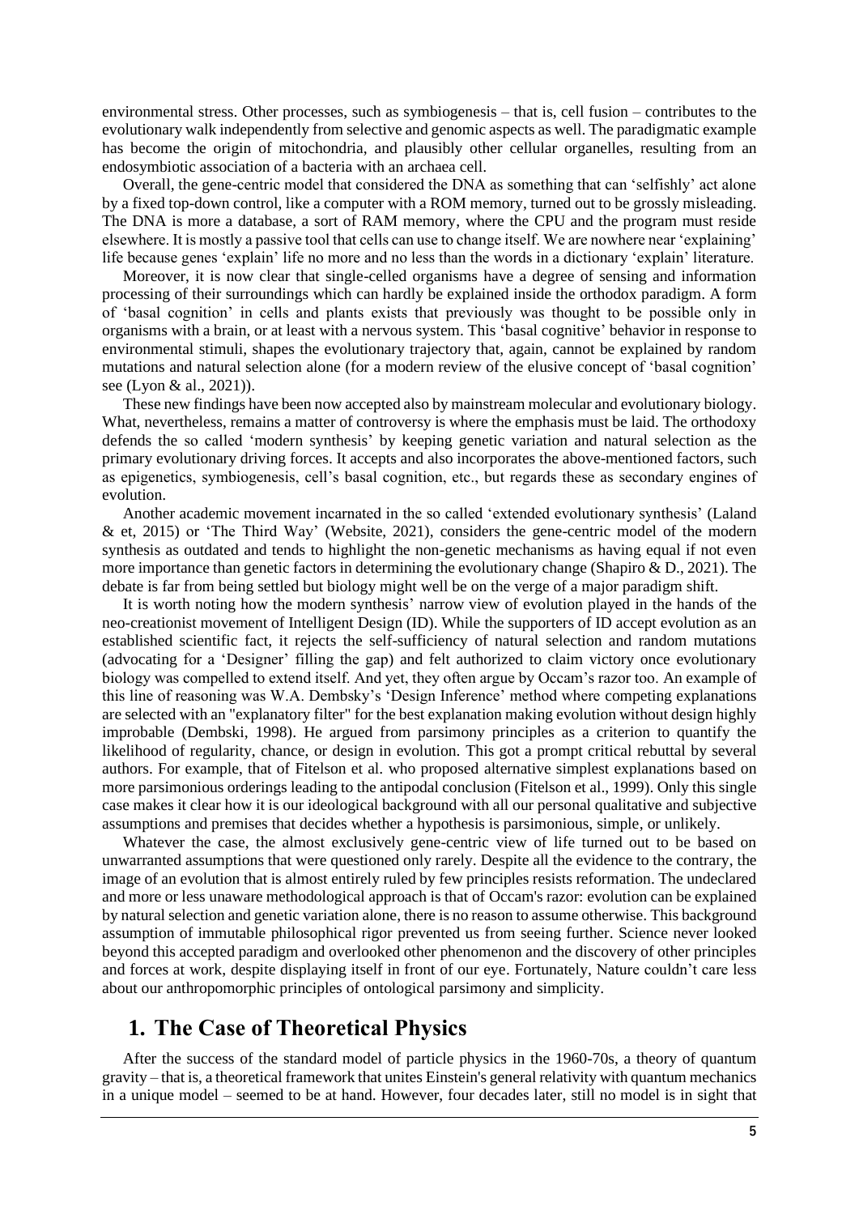environmental stress. Other processes, such as symbiogenesis – that is, cell fusion – contributes to the evolutionary walk independently from selective and genomic aspects as well. The paradigmatic example has become the origin of mitochondria, and plausibly other cellular organelles, resulting from an endosymbiotic association of a bacteria with an archaea cell.

Overall, the gene-centric model that considered the DNA as something that can 'selfishly' act alone by a fixed top-down control, like a computer with a ROM memory, turned out to be grossly misleading. The DNA is more a database, a sort of RAM memory, where the CPU and the program must reside elsewhere. It is mostly a passive tool that cells can use to change itself. We are nowhere near 'explaining' life because genes 'explain' life no more and no less than the words in a dictionary 'explain' literature.

Moreover, it is now clear that single-celled organisms have a degree of sensing and information processing of their surroundings which can hardly be explained inside the orthodox paradigm. A form of 'basal cognition' in cells and plants exists that previously was thought to be possible only in organisms with a brain, or at least with a nervous system. This 'basal cognitive' behavior in response to environmental stimuli, shapes the evolutionary trajectory that, again, cannot be explained by random mutations and natural selection alone (for a modern review of the elusive concept of 'basal cognition' see (Lyon & al., 2021)).

These new findings have been now accepted also by mainstream molecular and evolutionary biology. What, nevertheless, remains a matter of controversy is where the emphasis must be laid. The orthodoxy defends the so called 'modern synthesis' by keeping genetic variation and natural selection as the primary evolutionary driving forces. It accepts and also incorporates the above-mentioned factors, such as epigenetics, symbiogenesis, cell's basal cognition, etc., but regards these as secondary engines of evolution.

Another academic movement incarnated in the so called 'extended evolutionary synthesis' (Laland & et, 2015) or 'The Third Way' (Website, 2021), considers the gene-centric model of the modern synthesis as outdated and tends to highlight the non-genetic mechanisms as having equal if not even more importance than genetic factors in determining the evolutionary change (Shapiro & D., 2021). The debate is far from being settled but biology might well be on the verge of a major paradigm shift.

It is worth noting how the modern synthesis' narrow view of evolution played in the hands of the neo-creationist movement of Intelligent Design (ID). While the supporters of ID accept evolution as an established scientific fact, it rejects the self-sufficiency of natural selection and random mutations (advocating for a 'Designer' filling the gap) and felt authorized to claim victory once evolutionary biology was compelled to extend itself. And yet, they often argue by Occam's razor too. An example of this line of reasoning was W.A. Dembsky's 'Design Inference' method where competing explanations are selected with an "explanatory filter" for the best explanation making evolution without design highly improbable (Dembski, 1998). He argued from parsimony principles as a criterion to quantify the likelihood of regularity, chance, or design in evolution. This got a prompt critical rebuttal by several authors. For example, that of Fitelson et al. who proposed alternative simplest explanations based on more parsimonious orderings leading to the antipodal conclusion (Fitelson et al., 1999). Only this single case makes it clear how it is our ideological background with all our personal qualitative and subjective assumptions and premises that decides whether a hypothesis is parsimonious, simple, or unlikely.

Whatever the case, the almost exclusively gene-centric view of life turned out to be based on unwarranted assumptions that were questioned only rarely. Despite all the evidence to the contrary, the image of an evolution that is almost entirely ruled by few principles resists reformation. The undeclared and more or less unaware methodological approach is that of Occam's razor: evolution can be explained by natural selection and genetic variation alone, there is no reason to assume otherwise. This background assumption of immutable philosophical rigor prevented us from seeing further. Science never looked beyond this accepted paradigm and overlooked other phenomenon and the discovery of other principles and forces at work, despite displaying itself in front of our eye. Fortunately, Nature couldn't care less about our anthropomorphic principles of ontological parsimony and simplicity.

# 1. The Case of Theoretical Physics

After the success of the standard model of particle physics in the 1960-70s, a theory of quantum gravity – that is, a theoretical framework that unites Einstein's general relativity with quantum mechanics in a unique model – seemed to be at hand. However, four decades later, still no model is in sight that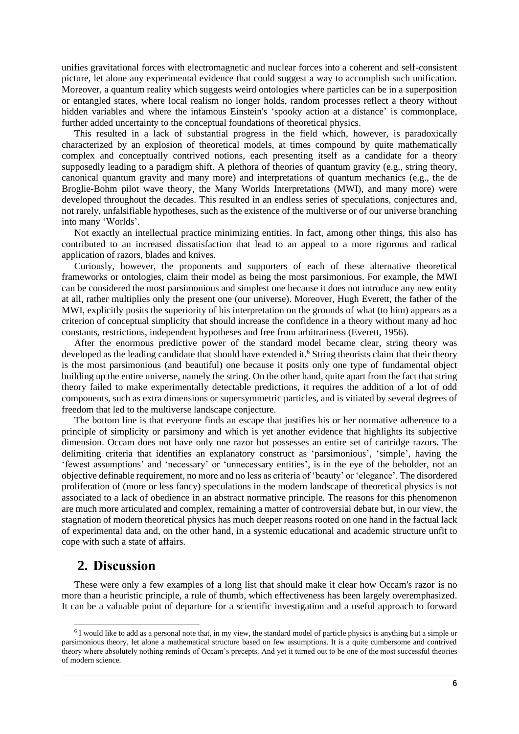unifies gravitational forces with electromagnetic and nuclear forces into a coherent and self-consistent picture, let alone any experimental evidence that could suggest a way to accomplish such unification. Moreover, a quantum reality which suggests weird ontologies where particles can be in a superposition or entangled states, where local realism no longer holds, random processes reflect a theory without hidden variables and where the infamous Einstein's 'spooky action at a distance' is commonplace, further added uncertainty to the conceptual foundations of theoretical physics.

This resulted in a lack of substantial progress in the field which, however, is paradoxically characterized by an explosion of theoretical models, at times compound by quite mathematically complex and conceptually contrived notions, each presenting itself as a candidate for a theory supposedly leading to a paradigm shift. A plethora of theories of quantum gravity (e.g., string theory, canonical quantum gravity and many more) and interpretations of quantum mechanics (e.g., the de Broglie-Bohm pilot wave theory, the Many Worlds Interpretations (MWI), and many more) were developed throughout the decades. This resulted in an endless series of speculations, conjectures and, not rarely, unfalsifiable hypotheses, such as the existence of the multiverse or of our universe branching into many 'Worlds'.

Not exactly an intellectual practice minimizing entities. In fact, among other things, this also has contributed to an increased dissatisfaction that lead to an appeal to a more rigorous and radical application of razors, blades and knives.

Curiously, however, the proponents and supporters of each of these alternative theoretical frameworks or ontologies, claim their model as being the most parsimonious. For example, the MWI can be considered the most parsimonious and simplest one because it does not introduce any new entity at all, rather multiplies only the present one (our universe). Moreover, Hugh Everett, the father of the MWI, explicitly posits the superiority of his interpretation on the grounds of what (to him) appears as a criterion of conceptual simplicity that should increase the confidence in a theory without many ad hoc constants, restrictions, independent hypotheses and free from arbitrariness (Everett, 1956).

After the enormous predictive power of the standard model became clear, string theory was developed as the leading candidate that should have extended it.[6] String theorists claim that their theory is the most parsimonious (and beautiful) one because it posits only one type of fundamental object building up the entire universe, namely the string. On the other hand, quite apart from the fact that string theory failed to make experimentally detectable predictions, it requires the addition of a lot of odd components, such as extra dimensions or supersymmetric particles, and is vitiated by several degrees of freedom that led to the multiverse landscape conjecture.

The bottom line is that everyone finds an escape that justifies his or her normative adherence to a principle of simplicity or parsimony and which is yet another evidence that highlights its subjective dimension. Occam does not have only one razor but possesses an entire set of cartridge razors. The delimiting criteria that identifies an explanatory construct as 'parsimonious', 'simple', having the 'fewest assumptions' and 'necessary' or 'unnecessary entities', is in the eye of the beholder, not an objective definable requirement, no more and no less as criteria of 'beauty' or 'elegance'. The disordered proliferation of (more or less fancy) speculations in the modern landscape of theoretical physics is not associated to a lack of obedience in an abstract normative principle. The reasons for this phenomenon are much more articulated and complex, remaining a matter of controversial debate but, in our view, the stagnation of modern theoretical physics has much deeper reasons rooted on one hand in the factual lack of experimental data and, on the other hand, in a systemic educational and academic structure unfit to cope with such a state of affairs.

## 2. Discussion

These were only a few examples of a long list that should make it clear how Occam's razor is no more than a heuristic principle, a rule of thumb, which effectiveness has been largely overemphasized. It can be a valuable point of departure for a scientific investigation and a useful approach to forward

[6] I would like to add as a personal note that, in my view, the standard model of particle physics is anything but a simple or parsimonious theory, let alone a mathematical structure based on few assumptions. It is a quite cumbersome and contrived theory where absolutely nothing reminds of Occam's precepts. And yet it turned out to be one of the most successful theories of modern science.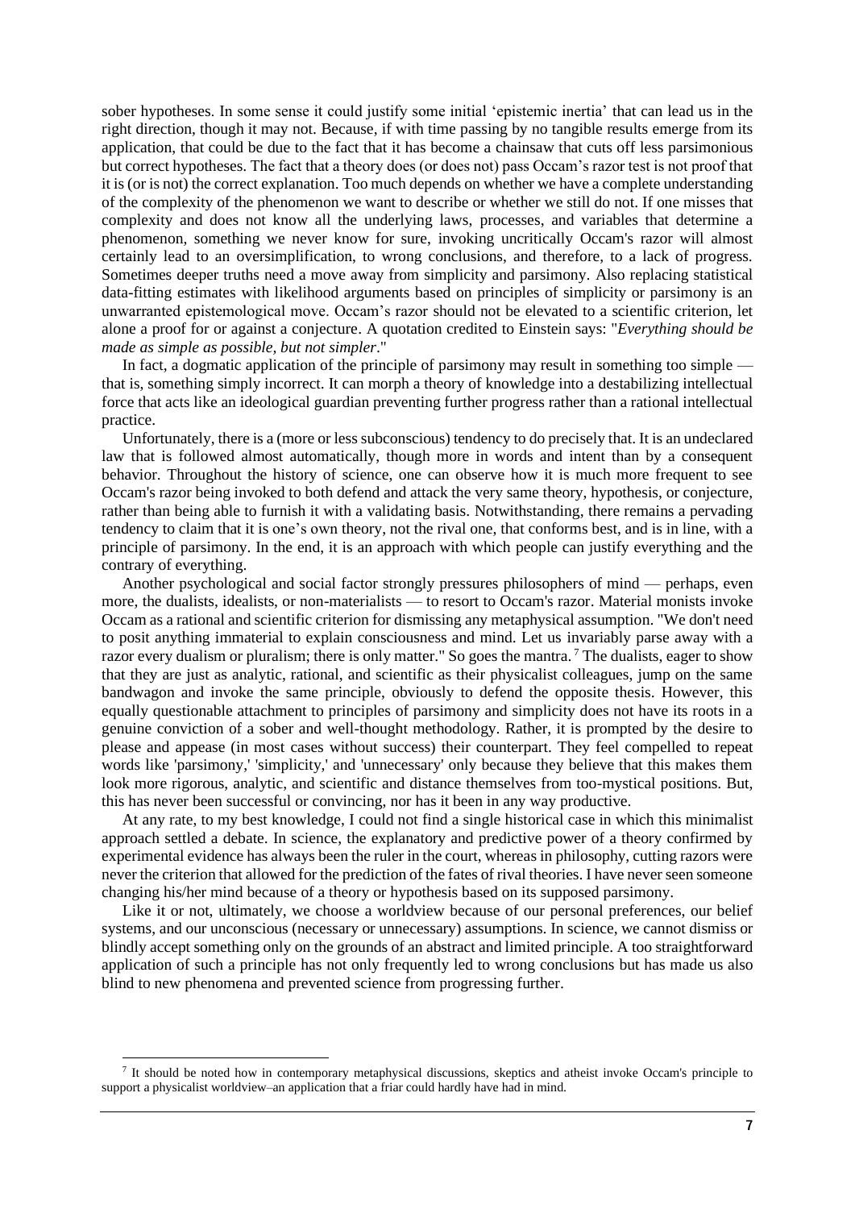sober hypotheses. In some sense it could justify some initial 'epistemic inertia' that can lead us in the right direction, though it may not. Because, if with time passing by no tangible results emerge from its application, that could be due to the fact that it has become a chainsaw that cuts off less parsimonious but correct hypotheses. The fact that a theory does (or does not) pass Occam's razor test is not proof that it is (or is not) the correct explanation. Too much depends on whether we have a complete understanding of the complexity of the phenomenon we want to describe or whether we still do not. If one misses that complexity and does not know all the underlying laws, processes, and variables that determine a phenomenon, something we never know for sure, invoking uncritically Occam's razor will almost certainly lead to an oversimplification, to wrong conclusions, and therefore, to a lack of progress. Sometimes deeper truths need a move away from simplicity and parsimony. Also replacing statistical data-fitting estimates with likelihood arguments based on principles of simplicity or parsimony is an unwarranted epistemological move. Occam's razor should not be elevated to a scientific criterion, let alone a proof for or against a conjecture. A quotation credited to Einstein says: "*Everything should be made as simple as possible, but not simpler*."

In fact, a dogmatic application of the principle of parsimony may result in something too simple — that is, something simply incorrect. It can morph a theory of knowledge into a destabilizing intellectual force that acts like an ideological guardian preventing further progress rather than a rational intellectual practice.

Unfortunately, there is a (more or less subconscious) tendency to do precisely that. It is an undeclared law that is followed almost automatically, though more in words and intent than by a consequent behavior. Throughout the history of science, one can observe how it is much more frequent to see Occam's razor being invoked to both defend and attack the very same theory, hypothesis, or conjecture, rather than being able to furnish it with a validating basis. Notwithstanding, there remains a pervading tendency to claim that it is one's own theory, not the rival one, that conforms best, and is in line, with a principle of parsimony. In the end, it is an approach with which people can justify everything and the contrary of everything.

Another psychological and social factor strongly pressures philosophers of mind — perhaps, even more, the dualists, idealists, or non-materialists — to resort to Occam's razor. Material monists invoke Occam as a rational and scientific criterion for dismissing any metaphysical assumption. "We don't need to posit anything immaterial to explain consciousness and mind. Let us invariably parse away with a razor every dualism or pluralism; there is only matter." So goes the mantra.[7] The dualists, eager to show that they are just as analytic, rational, and scientific as their physicalist colleagues, jump on the same bandwagon and invoke the same principle, obviously to defend the opposite thesis. However, this equally questionable attachment to principles of parsimony and simplicity does not have its roots in a genuine conviction of a sober and well-thought methodology. Rather, it is prompted by the desire to please and appease (in most cases without success) their counterpart. They feel compelled to repeat words like 'parsimony,' 'simplicity,' and 'unnecessary' only because they believe that this makes them look more rigorous, analytic, and scientific and distance themselves from too-mystical positions. But, this has never been successful or convincing, nor has it been in any way productive.

At any rate, to my best knowledge, I could not find a single historical case in which this minimalist approach settled a debate. In science, the explanatory and predictive power of a theory confirmed by experimental evidence has always been the ruler in the court, whereas in philosophy, cutting razors were never the criterion that allowed for the prediction of the fates of rival theories. I have never seen someone changing his/her mind because of a theory or hypothesis based on its supposed parsimony.

Like it or not, ultimately, we choose a worldview because of our personal preferences, our belief systems, and our unconscious (necessary or unnecessary) assumptions. In science, we cannot dismiss or blindly accept something only on the grounds of an abstract and limited principle. A too straightforward application of such a principle has not only frequently led to wrong conclusions but has made us also blind to new phenomena and prevented science from progressing further.

---

[7] It should be noted how in contemporary metaphysical discussions, skeptics and atheist invoke Occam's principle to support a physicalist worldview–an application that a friar could hardly have had in mind.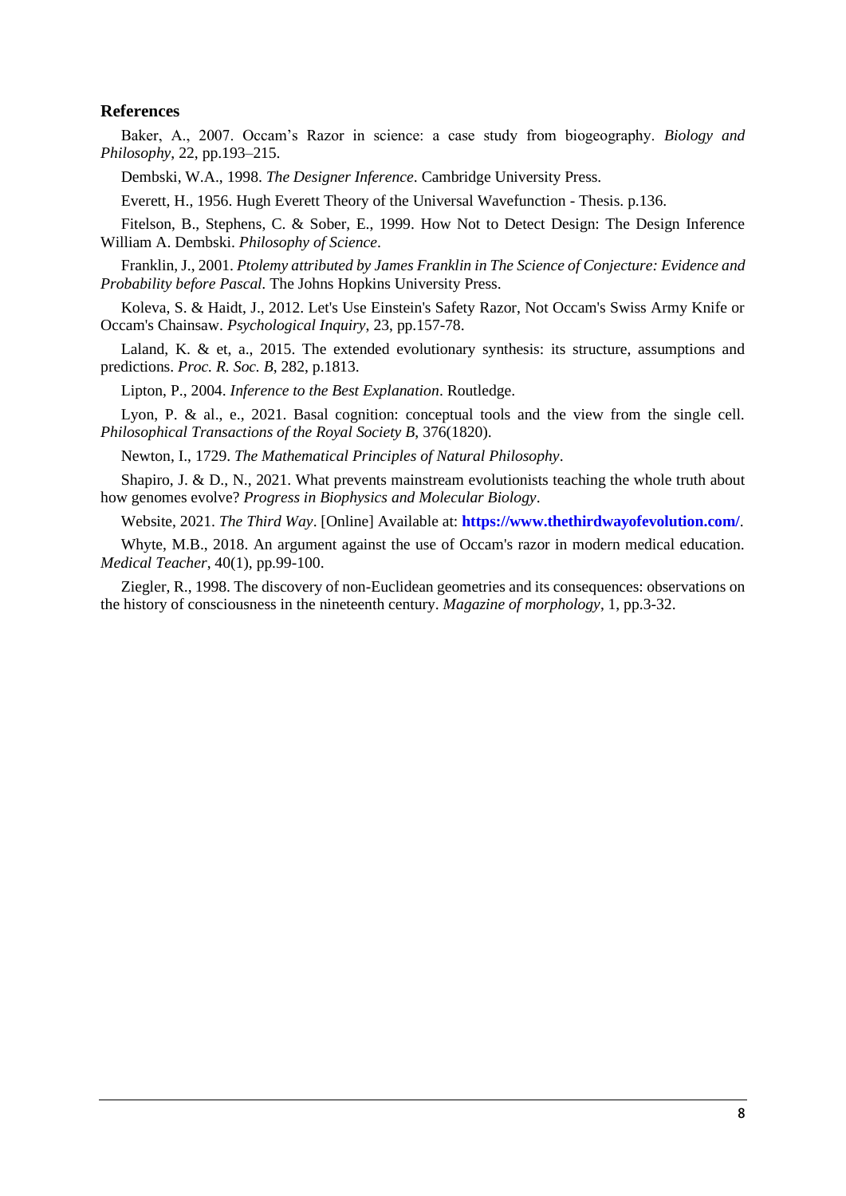## References

Baker, A., 2007. Occam's Razor in science: a case study from biogeography. *Biology and Philosophy*, 22, pp.193–215.

Dembski, W.A., 1998. *The Designer Inference*. Cambridge University Press.

Everett, H., 1956. Hugh Everett Theory of the Universal Wavefunction - Thesis. p.136.

Fitelson, B., Stephens, C. & Sober, E., 1999. How Not to Detect Design: The Design Inference William A. Dembski. *Philosophy of Science*.

Franklin, J., 2001. *Ptolemy attributed by James Franklin in The Science of Conjecture: Evidence and Probability before Pascal*. The Johns Hopkins University Press.

Koleva, S. & Haidt, J., 2012. Let's Use Einstein's Safety Razor, Not Occam's Swiss Army Knife or Occam's Chainsaw. *Psychological Inquiry*, 23, pp.157-78.

Laland, K. & et, a., 2015. The extended evolutionary synthesis: its structure, assumptions and predictions. *Proc. R. Soc. B*, 282, p.1813.

Lipton, P., 2004. *Inference to the Best Explanation*. Routledge.

Lyon, P. & al., e., 2021. Basal cognition: conceptual tools and the view from the single cell. *Philosophical Transactions of the Royal Society B*, 376(1820).

Newton, I., 1729. *The Mathematical Principles of Natural Philosophy*.

Shapiro, J. & D., N., 2021. What prevents mainstream evolutionists teaching the whole truth about how genomes evolve? *Progress in Biophysics and Molecular Biology*.

Website, 2021. *The Third Way*. [Online] Available at: **https://www.thethirdwayofevolution.com/**.

Whyte, M.B., 2018. An argument against the use of Occam's razor in modern medical education. *Medical Teacher*, 40(1), pp.99-100.

Ziegler, R., 1998. The discovery of non-Euclidean geometries and its consequences: observations on the history of consciousness in the nineteenth century. *Magazine of morphology*, 1, pp.3-32.